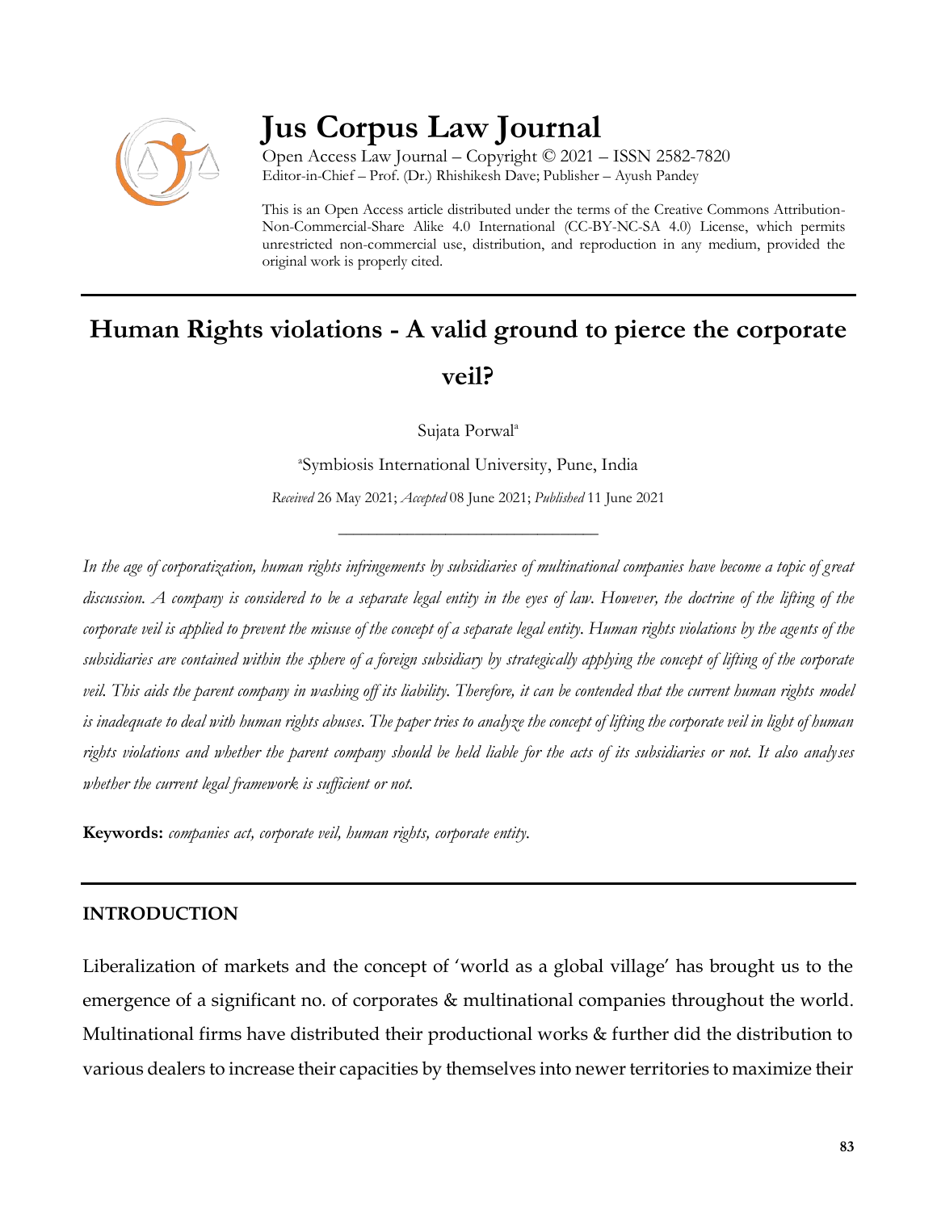# Jus Corpus Law Journal

Open Access Law Journal – Copyright © 2021 – ISSN 2582-7820
Editor-in-Chief – Prof. (Dr.) Rhishikesh Dave; Publisher – Ayush Pandey

This is an Open Access article distributed under the terms of the Creative Commons Attribution-Non-Commercial-Share Alike 4.0 International (CC-BY-NC-SA 4.0) License, which permits unrestricted non-commercial use, distribution, and reproduction in any medium, provided the original work is properly cited.

## Human Rights violations - A valid ground to pierce the corporate veil?

Sujata Porwal[a]

[a]Symbiosis International University, Pune, India

*Received* 26 May 2021; *Accepted* 08 June 2021; *Published* 11 June 2021

*In the age of corporatization, human rights infringements by subsidiaries of multinational companies have become a topic of great discussion. A company is considered to be a separate legal entity in the eyes of law. However, the doctrine of the lifting of the corporate veil is applied to prevent the misuse of the concept of a separate legal entity. Human rights violations by the agents of the subsidiaries are contained within the sphere of a foreign subsidiary by strategically applying the concept of lifting of the corporate veil. This aids the parent company in washing off its liability. Therefore, it can be contended that the current human rights model is inadequate to deal with human rights abuses. The paper tries to analyze the concept of lifting the corporate veil in light of human rights violations and whether the parent company should be held liable for the acts of its subsidiaries or not. It also analyses whether the current legal framework is sufficient or not.*

**Keywords:** *companies act, corporate veil, human rights, corporate entity.*

## INTRODUCTION

Liberalization of markets and the concept of 'world as a global village' has brought us to the emergence of a significant no. of corporates & multinational companies throughout the world. Multinational firms have distributed their productional works & further did the distribution to various dealers to increase their capacities by themselves into newer territories to maximize their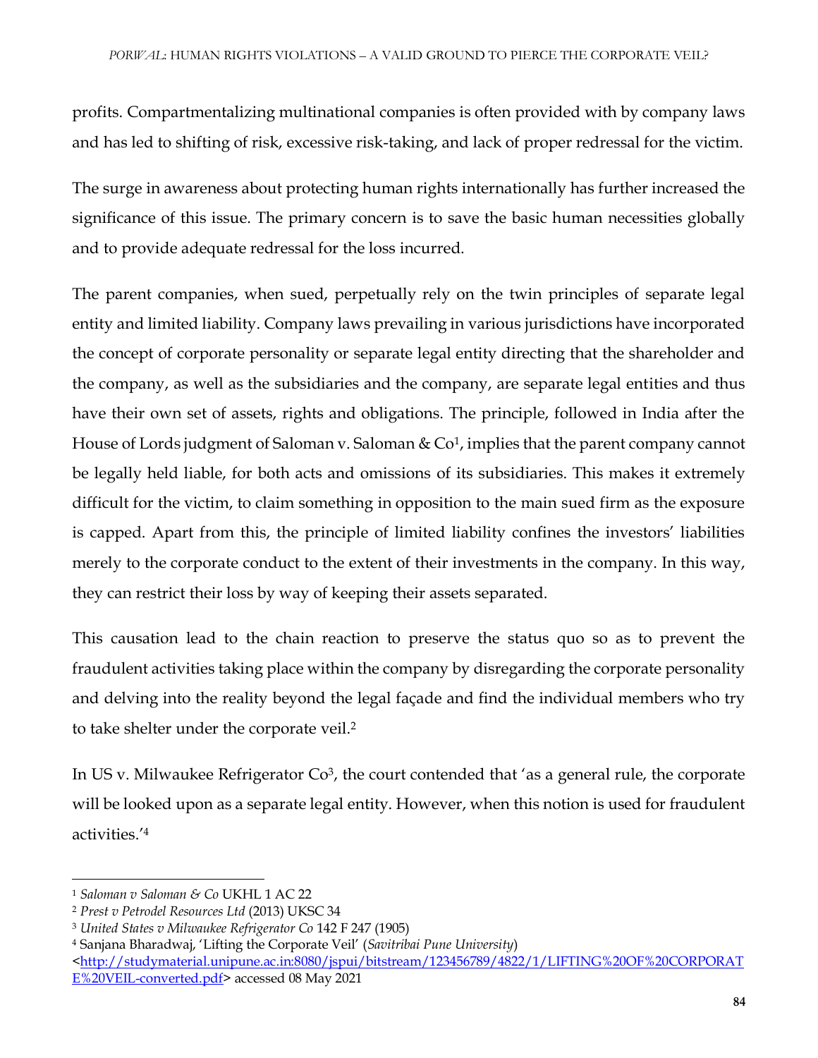profits. Compartmentalizing multinational companies is often provided with by company laws and has led to shifting of risk, excessive risk-taking, and lack of proper redressal for the victim.

The surge in awareness about protecting human rights internationally has further increased the significance of this issue. The primary concern is to save the basic human necessities globally and to provide adequate redressal for the loss incurred.

The parent companies, when sued, perpetually rely on the twin principles of separate legal entity and limited liability. Company laws prevailing in various jurisdictions have incorporated the concept of corporate personality or separate legal entity directing that the shareholder and the company, as well as the subsidiaries and the company, are separate legal entities and thus have their own set of assets, rights and obligations. The principle, followed in India after the House of Lords judgment of Saloman v. Saloman & Co[1], implies that the parent company cannot be legally held liable, for both acts and omissions of its subsidiaries. This makes it extremely difficult for the victim, to claim something in opposition to the main sued firm as the exposure is capped. Apart from this, the principle of limited liability confines the investors' liabilities merely to the corporate conduct to the extent of their investments in the company. In this way, they can restrict their loss by way of keeping their assets separated.

This causation lead to the chain reaction to preserve the status quo so as to prevent the fraudulent activities taking place within the company by disregarding the corporate personality and delving into the reality beyond the legal façade and find the individual members who try to take shelter under the corporate veil.[2]

In US v. Milwaukee Refrigerator Co[3], the court contended that 'as a general rule, the corporate will be looked upon as a separate legal entity. However, when this notion is used for fraudulent activities.'[4]

---

[1] *Saloman v Saloman & Co* UKHL 1 AC 22

[2] *Prest v Petrodel Resources Ltd* (2013) UKSC 34

[3] *United States v Milwaukee Refrigerator Co* 142 F 247 (1905)

[4] Sanjana Bharadwaj, 'Lifting the Corporate Veil' (*Savitribai Pune University*) <http://studymaterial.unipune.ac.in:8080/jspui/bitstream/123456789/4822/1/LIFTING%20OF%20CORPORATE%20VEIL-converted.pdf> accessed 08 May 2021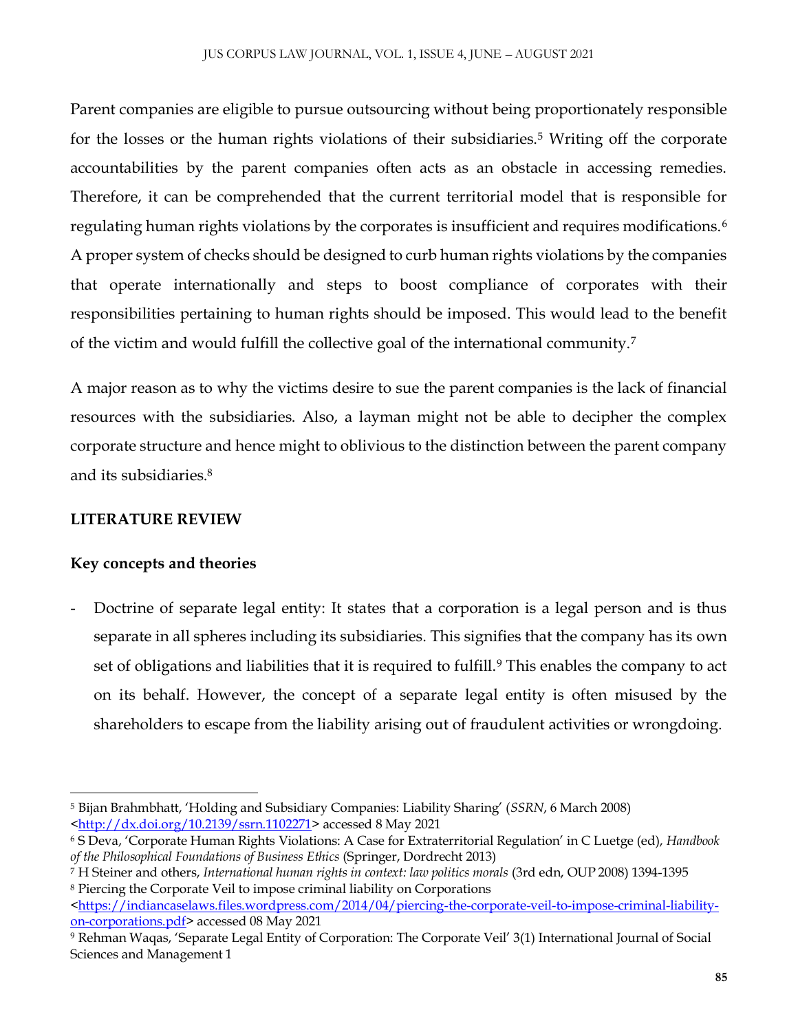Parent companies are eligible to pursue outsourcing without being proportionately responsible for the losses or the human rights violations of their subsidiaries.[5] Writing off the corporate accountabilities by the parent companies often acts as an obstacle in accessing remedies. Therefore, it can be comprehended that the current territorial model that is responsible for regulating human rights violations by the corporates is insufficient and requires modifications.[6] A proper system of checks should be designed to curb human rights violations by the companies that operate internationally and steps to boost compliance of corporates with their responsibilities pertaining to human rights should be imposed. This would lead to the benefit of the victim and would fulfill the collective goal of the international community.[7]

A major reason as to why the victims desire to sue the parent companies is the lack of financial resources with the subsidiaries. Also, a layman might not be able to decipher the complex corporate structure and hence might to oblivious to the distinction between the parent company and its subsidiaries.[8]

## LITERATURE REVIEW

### Key concepts and theories

- Doctrine of separate legal entity: It states that a corporation is a legal person and is thus separate in all spheres including its subsidiaries. This signifies that the company has its own set of obligations and liabilities that it is required to fulfill.[9] This enables the company to act on its behalf. However, the concept of a separate legal entity is often misused by the shareholders to escape from the liability arising out of fraudulent activities or wrongdoing.

---

[5] Bijan Brahmbhatt, 'Holding and Subsidiary Companies: Liability Sharing' (*SSRN*, 6 March 2008) <http://dx.doi.org/10.2139/ssrn.1102271> accessed 8 May 2021

[6] S Deva, 'Corporate Human Rights Violations: A Case for Extraterritorial Regulation' in C Luetge (ed), *Handbook of the Philosophical Foundations of Business Ethics* (Springer, Dordrecht 2013)

[7] H Steiner and others, *International human rights in context: law politics morals* (3rd edn, OUP 2008) 1394-1395

[8] Piercing the Corporate Veil to impose criminal liability on Corporations <https://indiancaselaws.files.wordpress.com/2014/04/piercing-the-corporate-veil-to-impose-criminal-liability-on-corporations.pdf> accessed 08 May 2021

[9] Rehman Waqas, 'Separate Legal Entity of Corporation: The Corporate Veil' 3(1) International Journal of Social Sciences and Management 1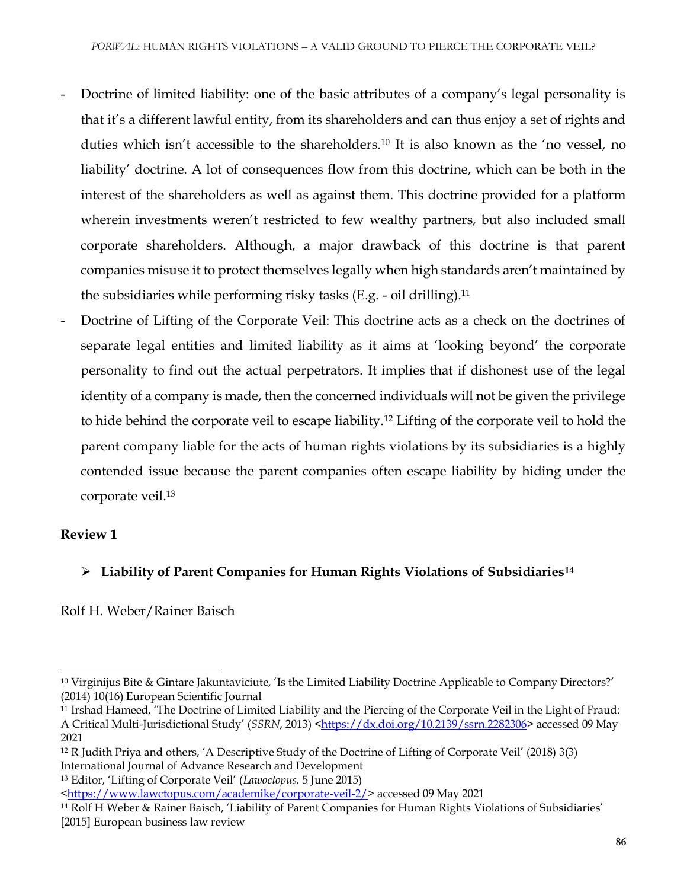- Doctrine of limited liability: one of the basic attributes of a company's legal personality is that it's a different lawful entity, from its shareholders and can thus enjoy a set of rights and duties which isn't accessible to the shareholders.[10] It is also known as the 'no vessel, no liability' doctrine. A lot of consequences flow from this doctrine, which can be both in the interest of the shareholders as well as against them. This doctrine provided for a platform wherein investments weren't restricted to few wealthy partners, but also included small corporate shareholders. Although, a major drawback of this doctrine is that parent companies misuse it to protect themselves legally when high standards aren't maintained by the subsidiaries while performing risky tasks (E.g. - oil drilling).[11]
- Doctrine of Lifting of the Corporate Veil: This doctrine acts as a check on the doctrines of separate legal entities and limited liability as it aims at 'looking beyond' the corporate personality to find out the actual perpetrators. It implies that if dishonest use of the legal identity of a company is made, then the concerned individuals will not be given the privilege to hide behind the corporate veil to escape liability.[12] Lifting of the corporate veil to hold the parent company liable for the acts of human rights violations by its subsidiaries is a highly contended issue because the parent companies often escape liability by hiding under the corporate veil.[13]

**Review 1**

- **Liability of Parent Companies for Human Rights Violations of Subsidiaries[14]**

Rolf H. Weber/Rainer Baisch

---

[10] Virginijus Bite & Gintare Jakuntaviciute, 'Is the Limited Liability Doctrine Applicable to Company Directors?' (2014) 10(16) European Scientific Journal

[11] Irshad Hameed, 'The Doctrine of Limited Liability and the Piercing of the Corporate Veil in the Light of Fraud: A Critical Multi-Jurisdictional Study' (*SSRN*, 2013) <https://dx.doi.org/10.2139/ssrn.2282306> accessed 09 May 2021

[12] R Judith Priya and others, 'A Descriptive Study of the Doctrine of Lifting of Corporate Veil' (2018) 3(3) International Journal of Advance Research and Development

[13] Editor, 'Lifting of Corporate Veil' (*Lawoctopus,* 5 June 2015) <https://www.lawctopus.com/academike/corporate-veil-2/> accessed 09 May 2021

[14] Rolf H Weber & Rainer Baisch, 'Liability of Parent Companies for Human Rights Violations of Subsidiaries' [2015] European business law review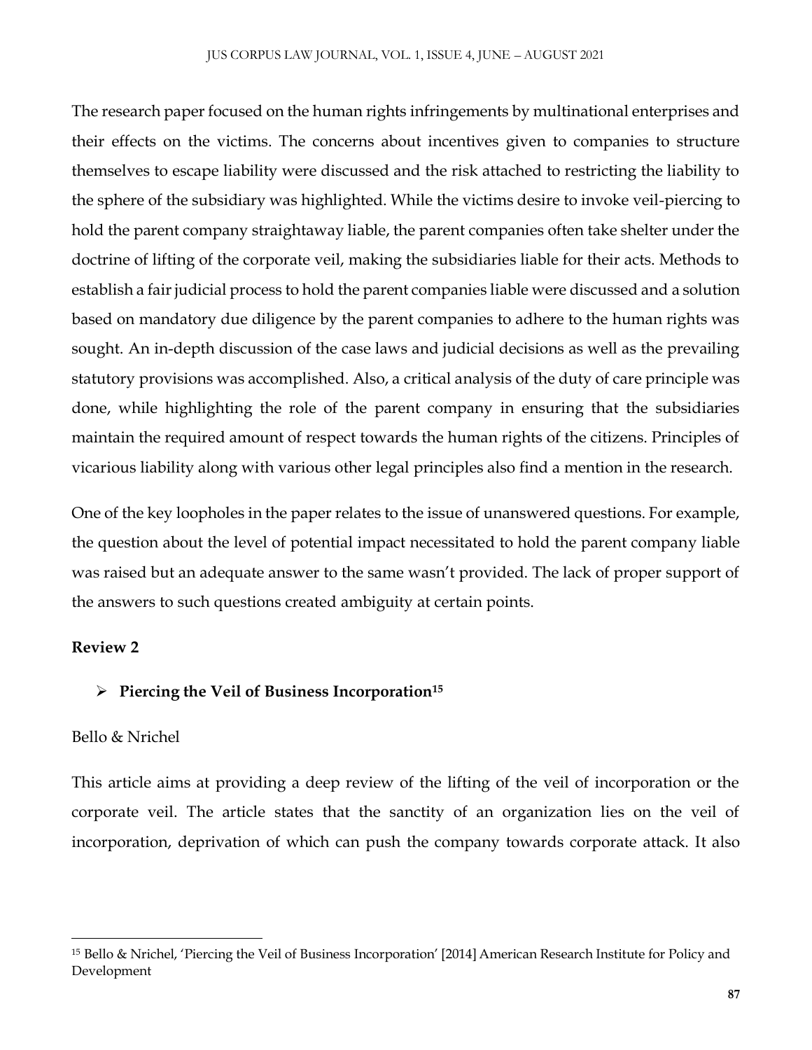The research paper focused on the human rights infringements by multinational enterprises and their effects on the victims. The concerns about incentives given to companies to structure themselves to escape liability were discussed and the risk attached to restricting the liability to the sphere of the subsidiary was highlighted. While the victims desire to invoke veil-piercing to hold the parent company straightaway liable, the parent companies often take shelter under the doctrine of lifting of the corporate veil, making the subsidiaries liable for their acts. Methods to establish a fair judicial process to hold the parent companies liable were discussed and a solution based on mandatory due diligence by the parent companies to adhere to the human rights was sought. An in-depth discussion of the case laws and judicial decisions as well as the prevailing statutory provisions was accomplished. Also, a critical analysis of the duty of care principle was done, while highlighting the role of the parent company in ensuring that the subsidiaries maintain the required amount of respect towards the human rights of the citizens. Principles of vicarious liability along with various other legal principles also find a mention in the research.

One of the key loopholes in the paper relates to the issue of unanswered questions. For example, the question about the level of potential impact necessitated to hold the parent company liable was raised but an adequate answer to the same wasn't provided. The lack of proper support of the answers to such questions created ambiguity at certain points.

**Review 2**

- **Piercing the Veil of Business Incorporation[15]**

Bello & Nrichel

This article aims at providing a deep review of the lifting of the veil of incorporation or the corporate veil. The article states that the sanctity of an organization lies on the veil of incorporation, deprivation of which can push the company towards corporate attack. It also

---

[15] Bello & Nrichel, 'Piercing the Veil of Business Incorporation' [2014] American Research Institute for Policy and Development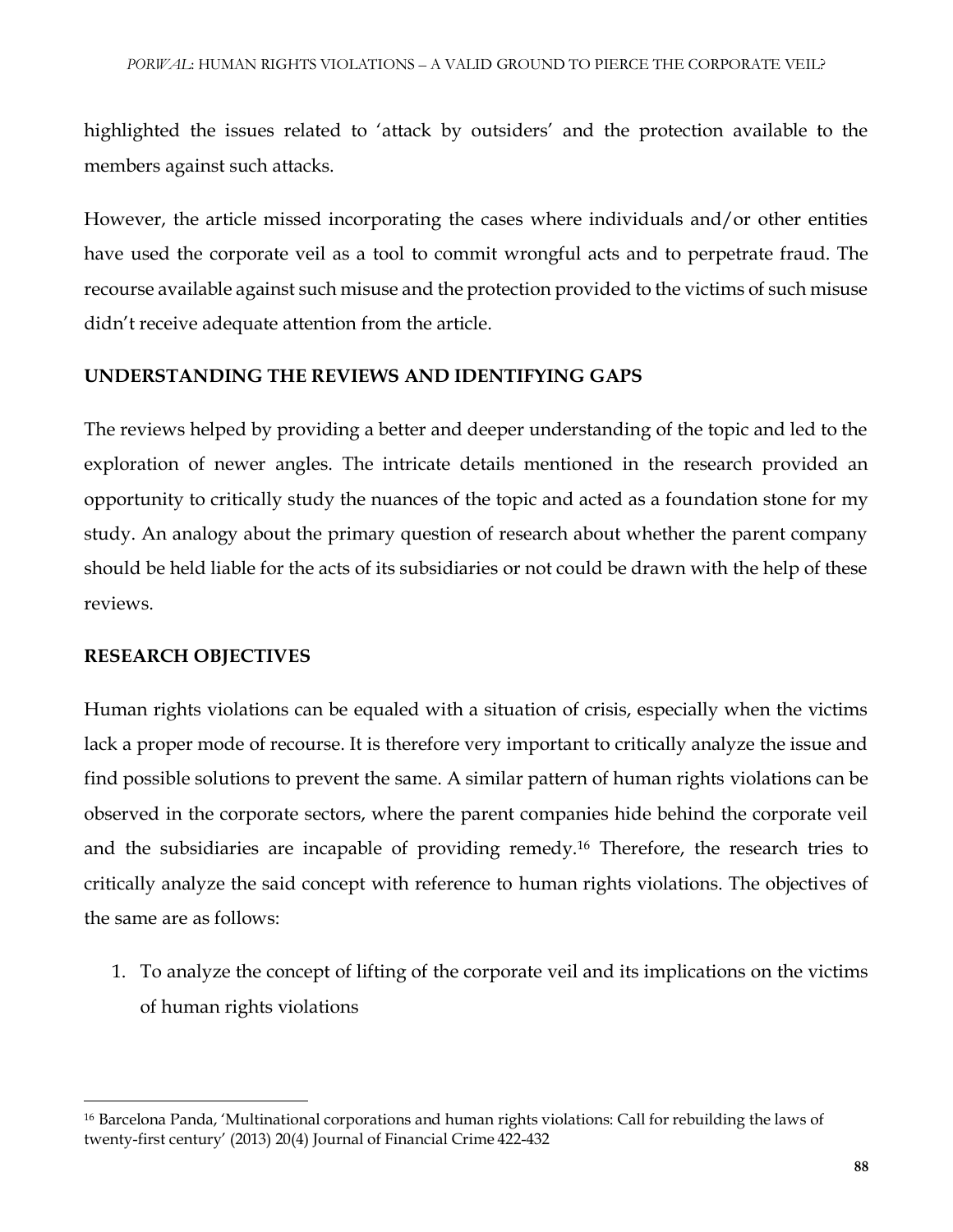highlighted the issues related to 'attack by outsiders' and the protection available to the members against such attacks.

However, the article missed incorporating the cases where individuals and/or other entities have used the corporate veil as a tool to commit wrongful acts and to perpetrate fraud. The recourse available against such misuse and the protection provided to the victims of such misuse didn't receive adequate attention from the article.

## UNDERSTANDING THE REVIEWS AND IDENTIFYING GAPS

The reviews helped by providing a better and deeper understanding of the topic and led to the exploration of newer angles. The intricate details mentioned in the research provided an opportunity to critically study the nuances of the topic and acted as a foundation stone for my study. An analogy about the primary question of research about whether the parent company should be held liable for the acts of its subsidiaries or not could be drawn with the help of these reviews.

## RESEARCH OBJECTIVES

Human rights violations can be equaled with a situation of crisis, especially when the victims lack a proper mode of recourse. It is therefore very important to critically analyze the issue and find possible solutions to prevent the same. A similar pattern of human rights violations can be observed in the corporate sectors, where the parent companies hide behind the corporate veil and the subsidiaries are incapable of providing remedy.[16] Therefore, the research tries to critically analyze the said concept with reference to human rights violations. The objectives of the same are as follows:

1. To analyze the concept of lifting of the corporate veil and its implications on the victims of human rights violations

[16] Barcelona Panda, 'Multinational corporations and human rights violations: Call for rebuilding the laws of twenty-first century' (2013) 20(4) Journal of Financial Crime 422-432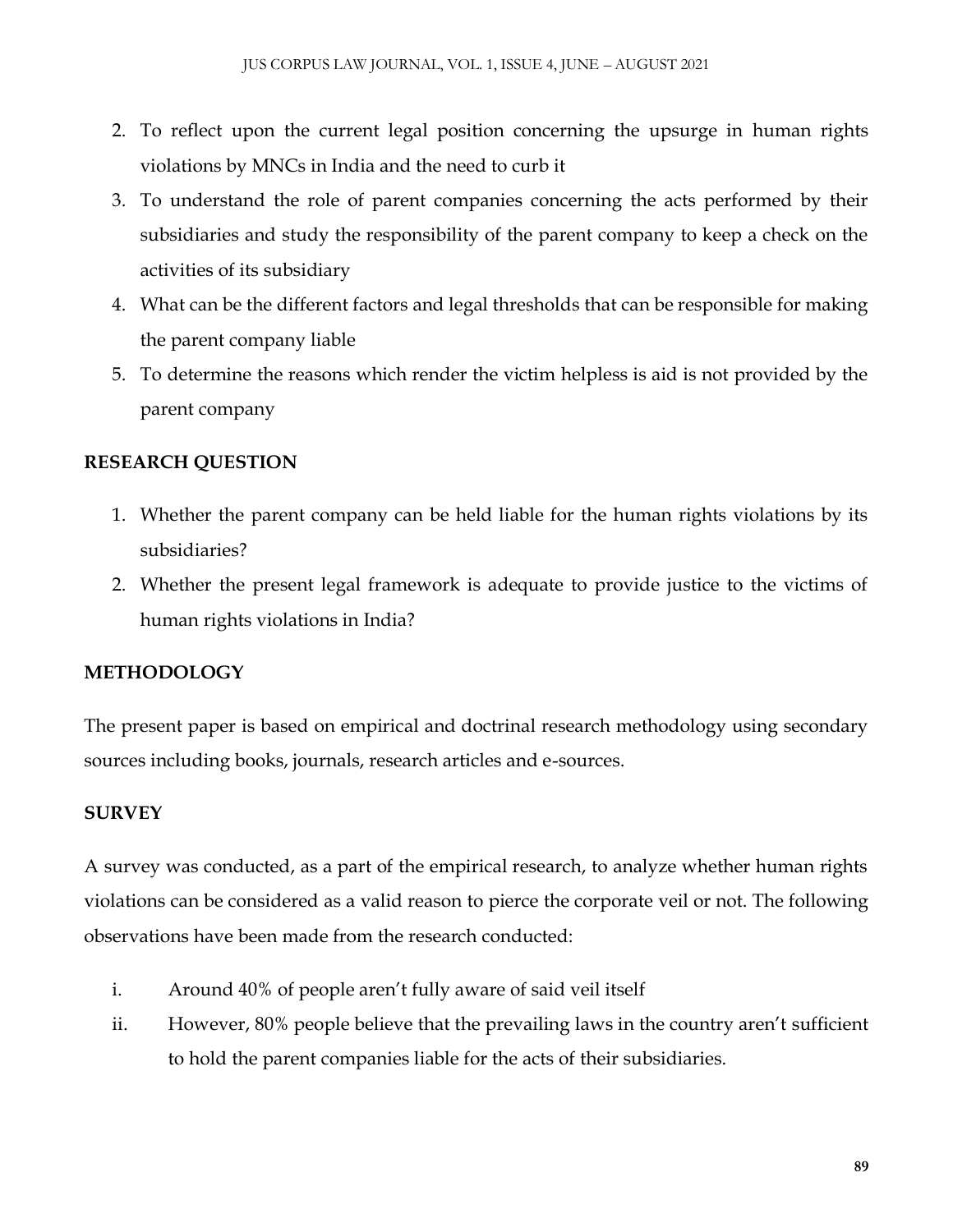2. To reflect upon the current legal position concerning the upsurge in human rights violations by MNCs in India and the need to curb it
3. To understand the role of parent companies concerning the acts performed by their subsidiaries and study the responsibility of the parent company to keep a check on the activities of its subsidiary
4. What can be the different factors and legal thresholds that can be responsible for making the parent company liable
5. To determine the reasons which render the victim helpless is aid is not provided by the parent company

## RESEARCH QUESTION

1. Whether the parent company can be held liable for the human rights violations by its subsidiaries?
2. Whether the present legal framework is adequate to provide justice to the victims of human rights violations in India?

## METHODOLOGY

The present paper is based on empirical and doctrinal research methodology using secondary sources including books, journals, research articles and e-sources.

## SURVEY

A survey was conducted, as a part of the empirical research, to analyze whether human rights violations can be considered as a valid reason to pierce the corporate veil or not. The following observations have been made from the research conducted:

i. Around 40% of people aren't fully aware of said veil itself
ii. However, 80% people believe that the prevailing laws in the country aren't sufficient to hold the parent companies liable for the acts of their subsidiaries.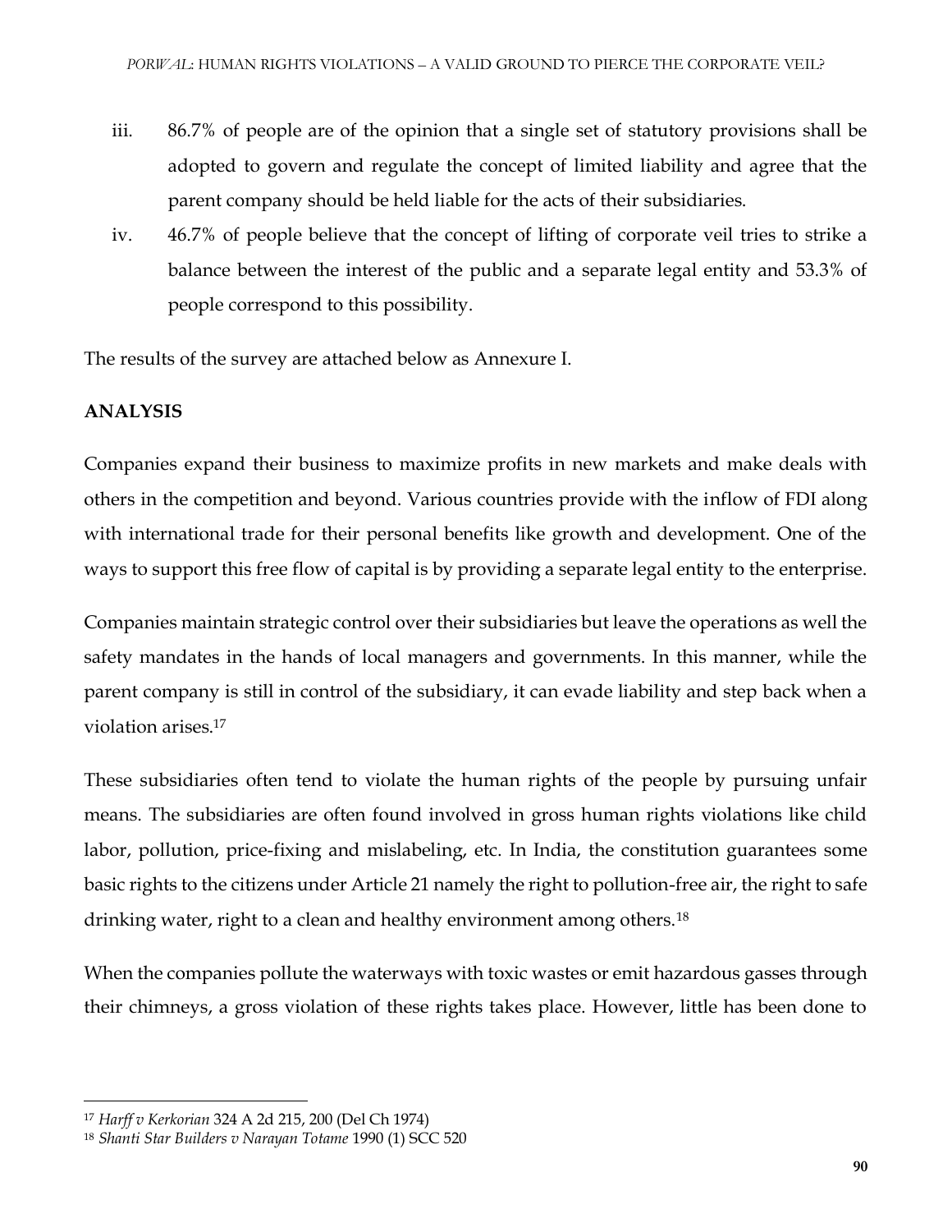iii. 86.7% of people are of the opinion that a single set of statutory provisions shall be adopted to govern and regulate the concept of limited liability and agree that the parent company should be held liable for the acts of their subsidiaries.

iv. 46.7% of people believe that the concept of lifting of corporate veil tries to strike a balance between the interest of the public and a separate legal entity and 53.3% of people correspond to this possibility.

The results of the survey are attached below as Annexure I.

**ANALYSIS**

Companies expand their business to maximize profits in new markets and make deals with others in the competition and beyond. Various countries provide with the inflow of FDI along with international trade for their personal benefits like growth and development. One of the ways to support this free flow of capital is by providing a separate legal entity to the enterprise.

Companies maintain strategic control over their subsidiaries but leave the operations as well the safety mandates in the hands of local managers and governments. In this manner, while the parent company is still in control of the subsidiary, it can evade liability and step back when a violation arises.[17]

These subsidiaries often tend to violate the human rights of the people by pursuing unfair means. The subsidiaries are often found involved in gross human rights violations like child labor, pollution, price-fixing and mislabeling, etc. In India, the constitution guarantees some basic rights to the citizens under Article 21 namely the right to pollution-free air, the right to safe drinking water, right to a clean and healthy environment among others.[18]

When the companies pollute the waterways with toxic wastes or emit hazardous gasses through their chimneys, a gross violation of these rights takes place. However, little has been done to

---

[17] *Harff v Kerkorian* 324 A 2d 215, 200 (Del Ch 1974)

[18] *Shanti Star Builders v Narayan Totame* 1990 (1) SCC 520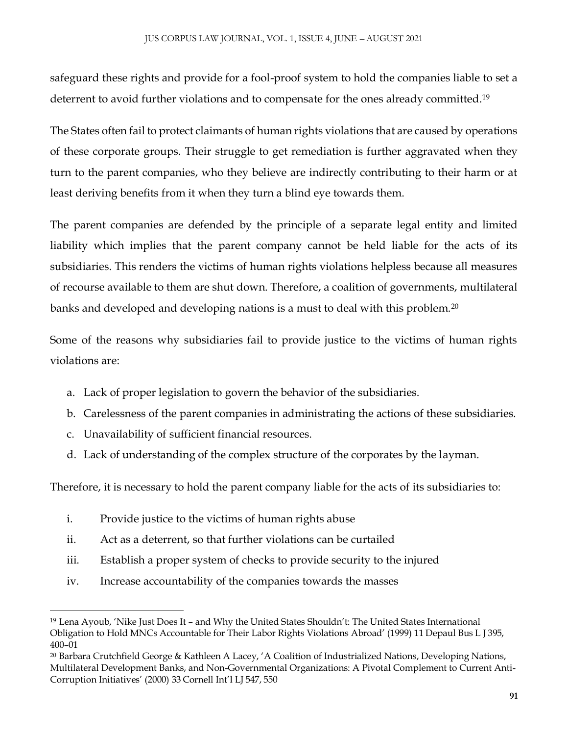safeguard these rights and provide for a fool-proof system to hold the companies liable to set a deterrent to avoid further violations and to compensate for the ones already committed.[19]

The States often fail to protect claimants of human rights violations that are caused by operations of these corporate groups. Their struggle to get remediation is further aggravated when they turn to the parent companies, who they believe are indirectly contributing to their harm or at least deriving benefits from it when they turn a blind eye towards them.

The parent companies are defended by the principle of a separate legal entity and limited liability which implies that the parent company cannot be held liable for the acts of its subsidiaries. This renders the victims of human rights violations helpless because all measures of recourse available to them are shut down. Therefore, a coalition of governments, multilateral banks and developed and developing nations is a must to deal with this problem.[20]

Some of the reasons why subsidiaries fail to provide justice to the victims of human rights violations are:

a. Lack of proper legislation to govern the behavior of the subsidiaries.
b. Carelessness of the parent companies in administrating the actions of these subsidiaries.
c. Unavailability of sufficient financial resources.
d. Lack of understanding of the complex structure of the corporates by the layman.

Therefore, it is necessary to hold the parent company liable for the acts of its subsidiaries to:

i. Provide justice to the victims of human rights abuse
ii. Act as a deterrent, so that further violations can be curtailed
iii. Establish a proper system of checks to provide security to the injured
iv. Increase accountability of the companies towards the masses

---

[19] Lena Ayoub, 'Nike Just Does It – and Why the United States Shouldn't: The United States International Obligation to Hold MNCs Accountable for Their Labor Rights Violations Abroad' (1999) 11 Depaul Bus L J 395, 400–01

[20] Barbara Crutchfield George & Kathleen A Lacey, 'A Coalition of Industrialized Nations, Developing Nations, Multilateral Development Banks, and Non-Governmental Organizations: A Pivotal Complement to Current Anti-Corruption Initiatives' (2000) 33 Cornell Int'l LJ 547, 550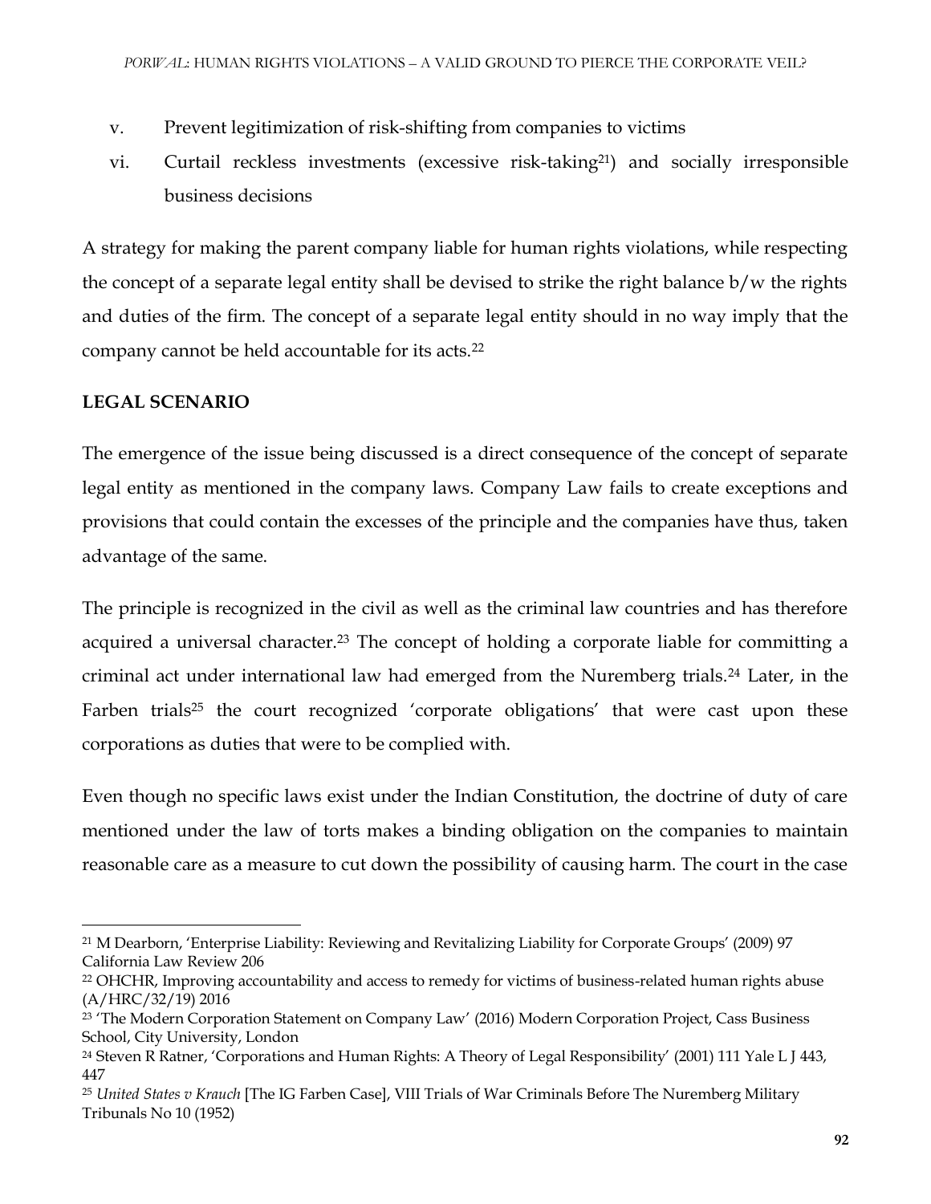v. Prevent legitimization of risk-shifting from companies to victims

vi. Curtail reckless investments (excessive risk-taking[21]) and socially irresponsible business decisions

A strategy for making the parent company liable for human rights violations, while respecting the concept of a separate legal entity shall be devised to strike the right balance b/w the rights and duties of the firm. The concept of a separate legal entity should in no way imply that the company cannot be held accountable for its acts.[22]

**LEGAL SCENARIO**

The emergence of the issue being discussed is a direct consequence of the concept of separate legal entity as mentioned in the company laws. Company Law fails to create exceptions and provisions that could contain the excesses of the principle and the companies have thus, taken advantage of the same.

The principle is recognized in the civil as well as the criminal law countries and has therefore acquired a universal character.[23] The concept of holding a corporate liable for committing a criminal act under international law had emerged from the Nuremberg trials.[24] Later, in the Farben trials[25] the court recognized 'corporate obligations' that were cast upon these corporations as duties that were to be complied with.

Even though no specific laws exist under the Indian Constitution, the doctrine of duty of care mentioned under the law of torts makes a binding obligation on the companies to maintain reasonable care as a measure to cut down the possibility of causing harm. The court in the case

---

[21] M Dearborn, 'Enterprise Liability: Reviewing and Revitalizing Liability for Corporate Groups' (2009) 97 California Law Review 206

[22] OHCHR, Improving accountability and access to remedy for victims of business-related human rights abuse (A/HRC/32/19) 2016

[23] 'The Modern Corporation Statement on Company Law' (2016) Modern Corporation Project, Cass Business School, City University, London

[24] Steven R Ratner, 'Corporations and Human Rights: A Theory of Legal Responsibility' (2001) 111 Yale L J 443, 447

[25] *United States v Krauch* [The IG Farben Case], VIII Trials of War Criminals Before The Nuremberg Military Tribunals No 10 (1952)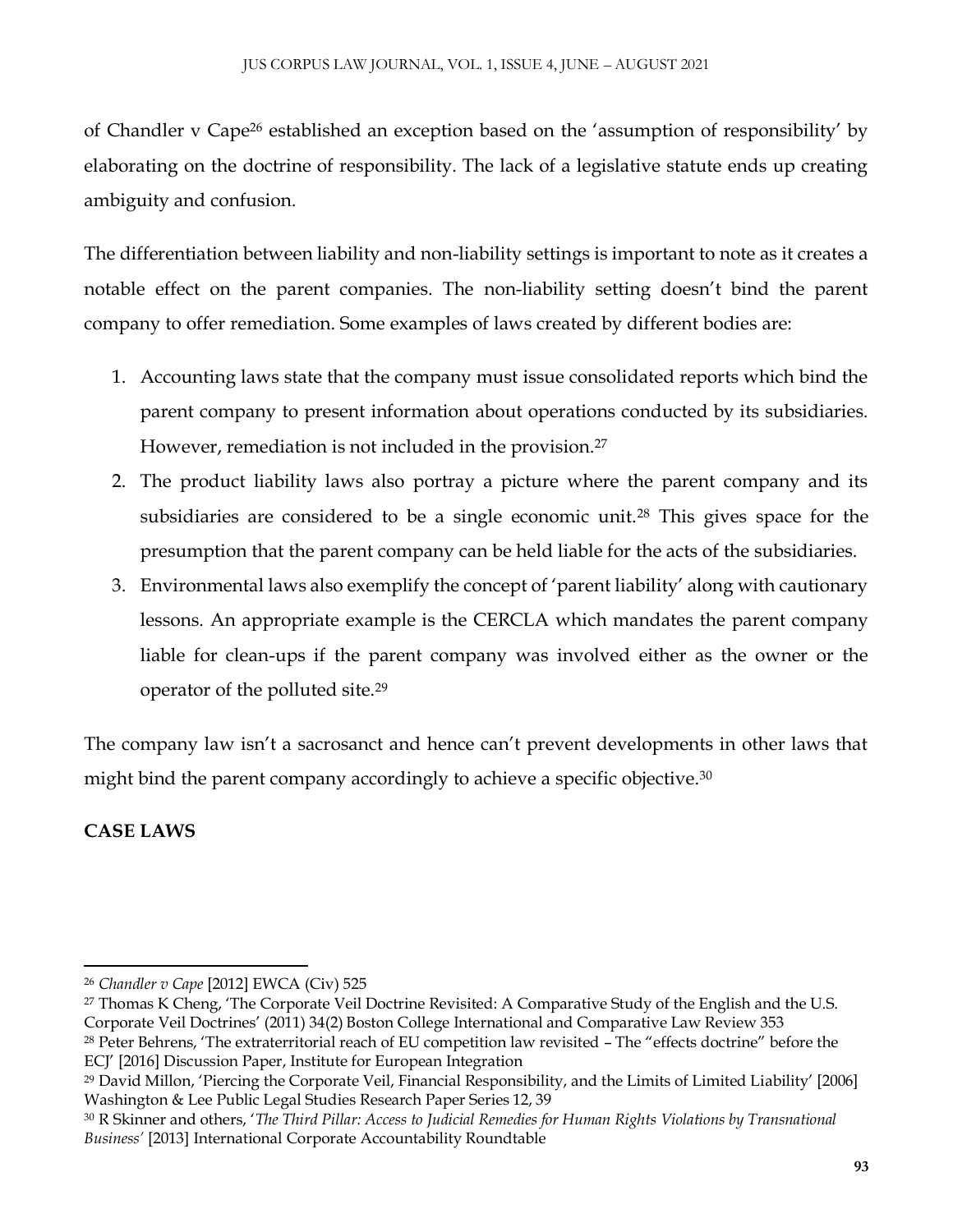of Chandler v Cape[26] established an exception based on the 'assumption of responsibility' by elaborating on the doctrine of responsibility. The lack of a legislative statute ends up creating ambiguity and confusion.

The differentiation between liability and non-liability settings is important to note as it creates a notable effect on the parent companies. The non-liability setting doesn't bind the parent company to offer remediation. Some examples of laws created by different bodies are:

1. Accounting laws state that the company must issue consolidated reports which bind the parent company to present information about operations conducted by its subsidiaries. However, remediation is not included in the provision.[27]
2. The product liability laws also portray a picture where the parent company and its subsidiaries are considered to be a single economic unit.[28] This gives space for the presumption that the parent company can be held liable for the acts of the subsidiaries.
3. Environmental laws also exemplify the concept of 'parent liability' along with cautionary lessons. An appropriate example is the CERCLA which mandates the parent company liable for clean-ups if the parent company was involved either as the owner or the operator of the polluted site.[29]

The company law isn't a sacrosanct and hence can't prevent developments in other laws that might bind the parent company accordingly to achieve a specific objective.[30]

**CASE LAWS**

---

[26] *Chandler v Cape* [2012] EWCA (Civ) 525

[27] Thomas K Cheng, 'The Corporate Veil Doctrine Revisited: A Comparative Study of the English and the U.S. Corporate Veil Doctrines' (2011) 34(2) Boston College International and Comparative Law Review 353

[28] Peter Behrens, 'The extraterritorial reach of EU competition law revisited – The "effects doctrine" before the ECJ' [2016] Discussion Paper, Institute for European Integration

[29] David Millon, 'Piercing the Corporate Veil, Financial Responsibility, and the Limits of Limited Liability' [2006] Washington & Lee Public Legal Studies Research Paper Series 12, 39

[30] R Skinner and others, '*The Third Pillar: Access to Judicial Remedies for Human Rights Violations by Transnational Business*' [2013] International Corporate Accountability Roundtable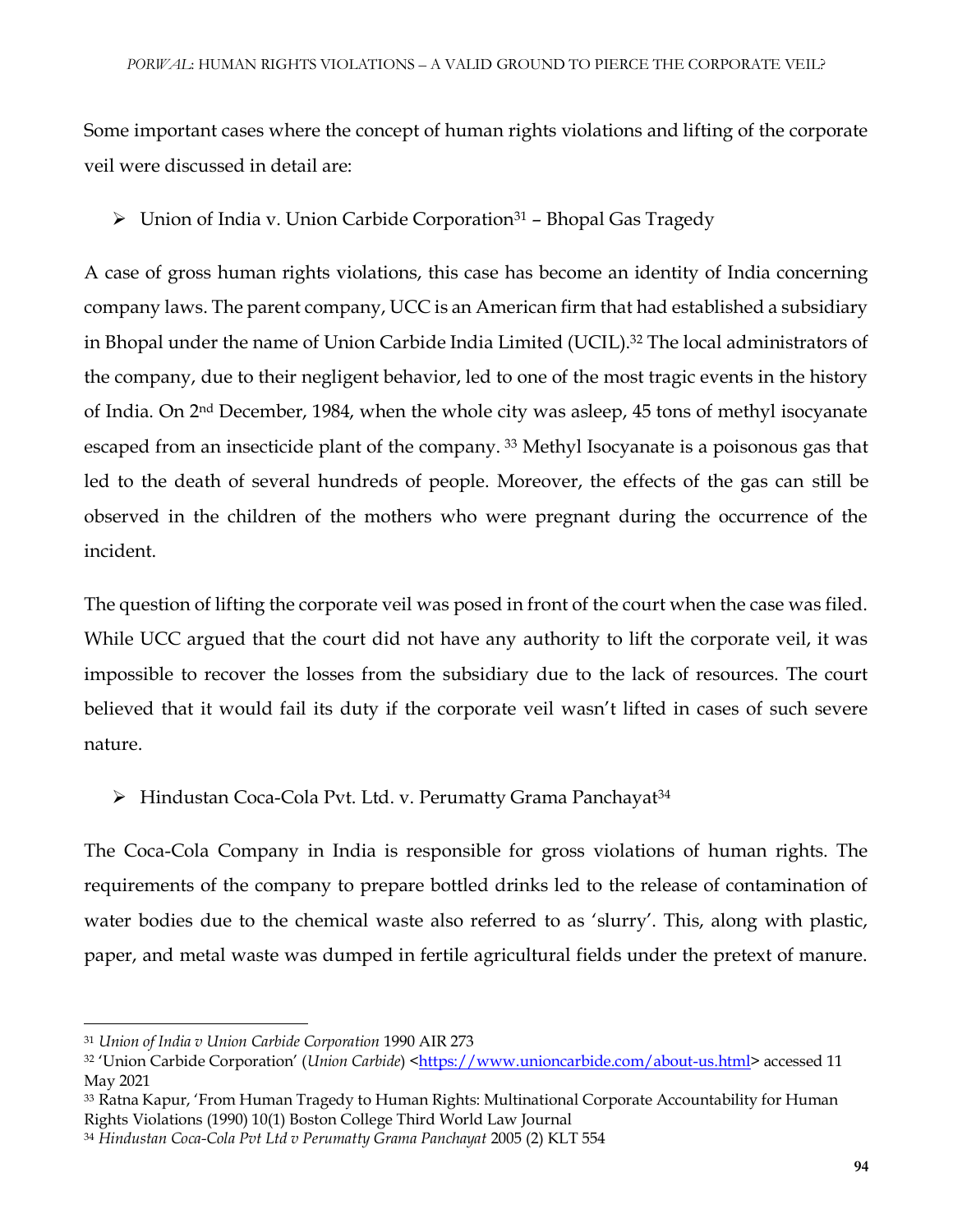Some important cases where the concept of human rights violations and lifting of the corporate veil were discussed in detail are:

- Union of India v. Union Carbide Corporation[31] – Bhopal Gas Tragedy

A case of gross human rights violations, this case has become an identity of India concerning company laws. The parent company, UCC is an American firm that had established a subsidiary in Bhopal under the name of Union Carbide India Limited (UCIL).[32] The local administrators of the company, due to their negligent behavior, led to one of the most tragic events in the history of India. On 2nd December, 1984, when the whole city was asleep, 45 tons of methyl isocyanate escaped from an insecticide plant of the company. [33] Methyl Isocyanate is a poisonous gas that led to the death of several hundreds of people. Moreover, the effects of the gas can still be observed in the children of the mothers who were pregnant during the occurrence of the incident.

The question of lifting the corporate veil was posed in front of the court when the case was filed. While UCC argued that the court did not have any authority to lift the corporate veil, it was impossible to recover the losses from the subsidiary due to the lack of resources. The court believed that it would fail its duty if the corporate veil wasn't lifted in cases of such severe nature.

- Hindustan Coca-Cola Pvt. Ltd. v. Perumatty Grama Panchayat[34]

The Coca-Cola Company in India is responsible for gross violations of human rights. The requirements of the company to prepare bottled drinks led to the release of contamination of water bodies due to the chemical waste also referred to as 'slurry'. This, along with plastic, paper, and metal waste was dumped in fertile agricultural fields under the pretext of manure.

---

[31] *Union of India v Union Carbide Corporation* 1990 AIR 273

[32] 'Union Carbide Corporation' (*Union Carbide*) <https://www.unioncarbide.com/about-us.html> accessed 11 May 2021

[33] Ratna Kapur, 'From Human Tragedy to Human Rights: Multinational Corporate Accountability for Human Rights Violations (1990) 10(1) Boston College Third World Law Journal

[34] *Hindustan Coca-Cola Pvt Ltd v Perumatty Grama Panchayat* 2005 (2) KLT 554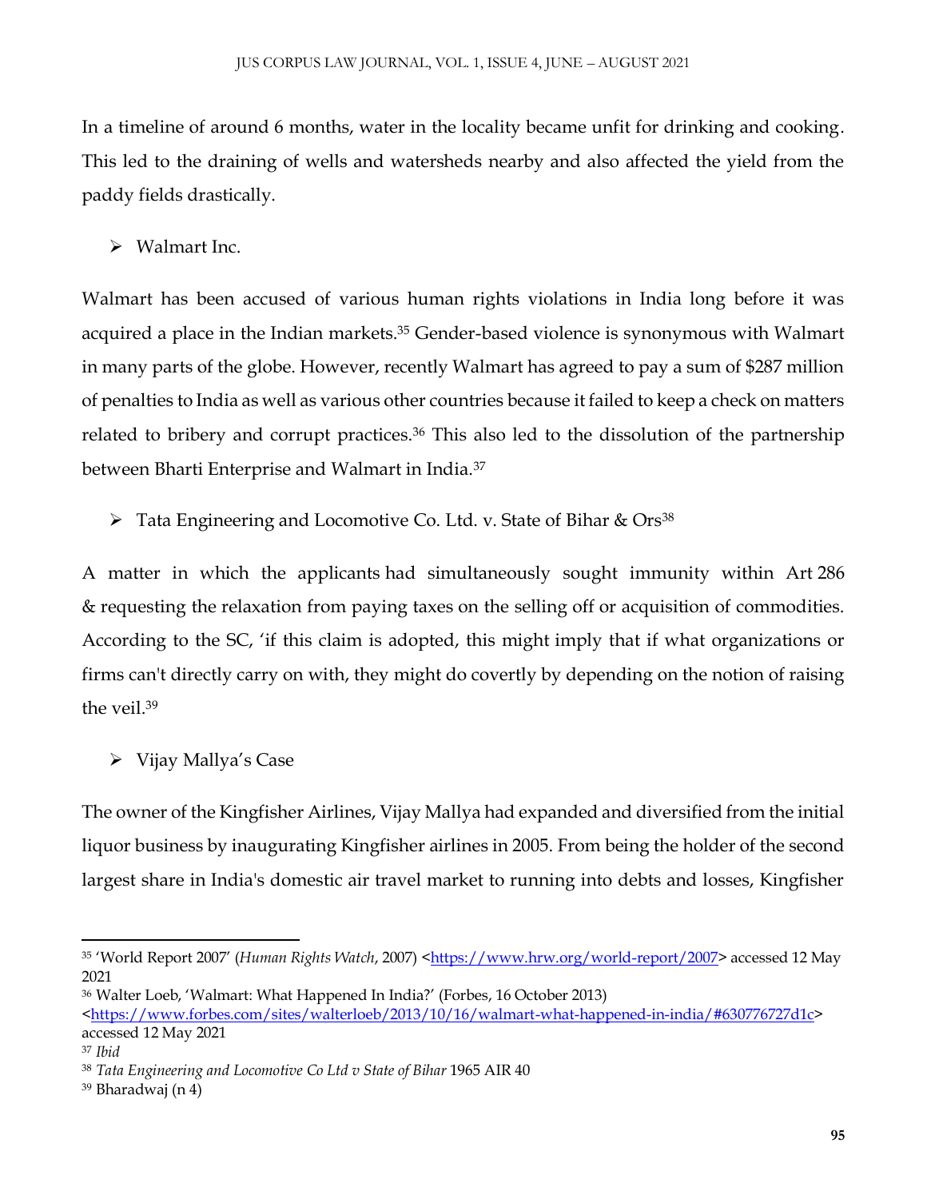In a timeline of around 6 months, water in the locality became unfit for drinking and cooking. This led to the draining of wells and watersheds nearby and also affected the yield from the paddy fields drastically.

- Walmart Inc.

Walmart has been accused of various human rights violations in India long before it was acquired a place in the Indian markets.[35] Gender-based violence is synonymous with Walmart in many parts of the globe. However, recently Walmart has agreed to pay a sum of $287 million of penalties to India as well as various other countries because it failed to keep a check on matters related to bribery and corrupt practices.[36] This also led to the dissolution of the partnership between Bharti Enterprise and Walmart in India.[37]

- Tata Engineering and Locomotive Co. Ltd. v. State of Bihar & Ors[38]

A matter in which the applicants had simultaneously sought immunity within Art 286 & requesting the relaxation from paying taxes on the selling off or acquisition of commodities. According to the SC, 'if this claim is adopted, this might imply that if what organizations or firms can't directly carry on with, they might do covertly by depending on the notion of raising the veil.[39]

- Vijay Mallya's Case

The owner of the Kingfisher Airlines, Vijay Mallya had expanded and diversified from the initial liquor business by inaugurating Kingfisher airlines in 2005. From being the holder of the second largest share in India's domestic air travel market to running into debts and losses, Kingfisher

---

[35] 'World Report 2007' (*Human Rights Watch*, 2007) <https://www.hrw.org/world-report/2007> accessed 12 May 2021

[36] Walter Loeb, 'Walmart: What Happened In India?' (Forbes, 16 October 2013) <https://www.forbes.com/sites/walterloeb/2013/10/16/walmart-what-happened-in-india/#630776727d1c> accessed 12 May 2021

[37] *Ibid*

[38] *Tata Engineering and Locomotive Co Ltd v State of Bihar* 1965 AIR 40

[39] Bharadwaj (n 4)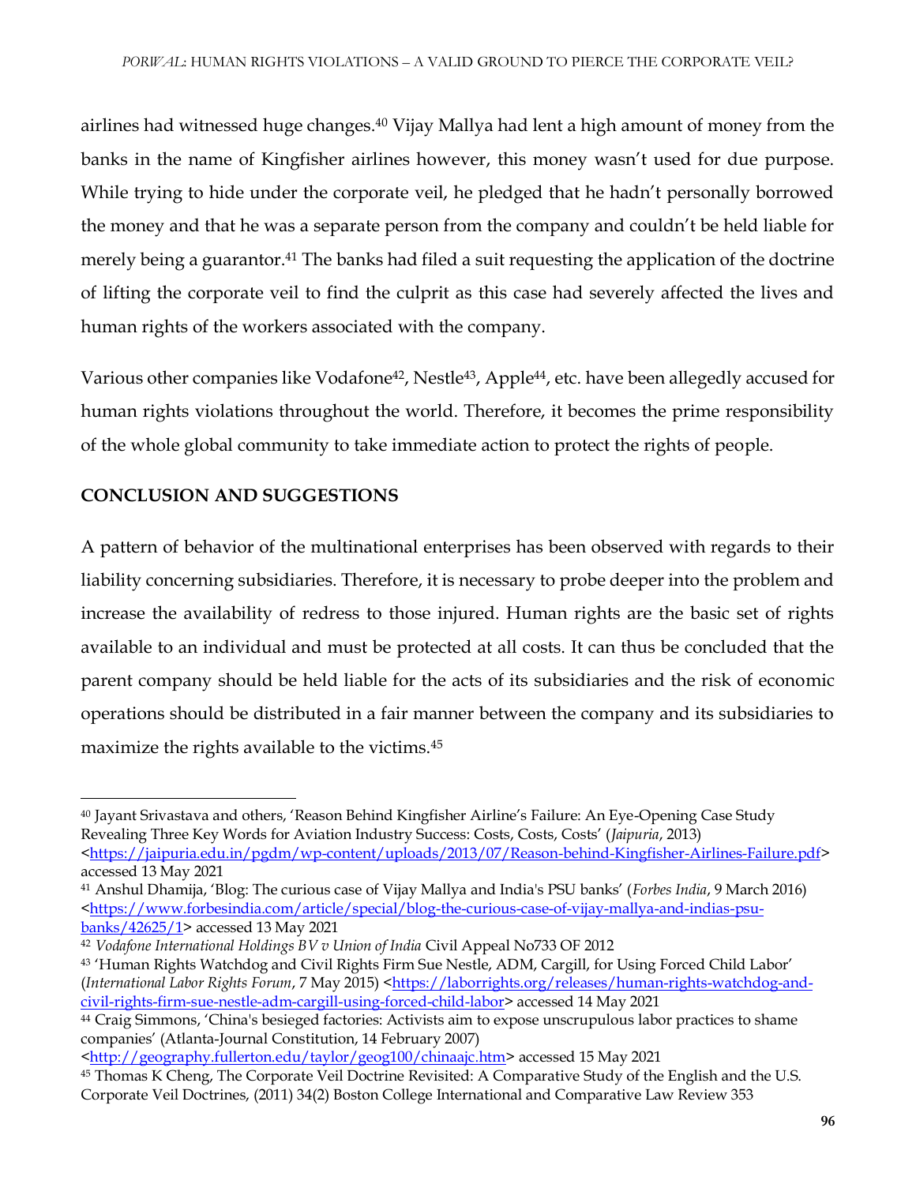airlines had witnessed huge changes.[40] Vijay Mallya had lent a high amount of money from the banks in the name of Kingfisher airlines however, this money wasn't used for due purpose. While trying to hide under the corporate veil, he pledged that he hadn't personally borrowed the money and that he was a separate person from the company and couldn't be held liable for merely being a guarantor.[41] The banks had filed a suit requesting the application of the doctrine of lifting the corporate veil to find the culprit as this case had severely affected the lives and human rights of the workers associated with the company.

Various other companies like Vodafone[42], Nestle[43], Apple[44], etc. have been allegedly accused for human rights violations throughout the world. Therefore, it becomes the prime responsibility of the whole global community to take immediate action to protect the rights of people.

## CONCLUSION AND SUGGESTIONS

A pattern of behavior of the multinational enterprises has been observed with regards to their liability concerning subsidiaries. Therefore, it is necessary to probe deeper into the problem and increase the availability of redress to those injured. Human rights are the basic set of rights available to an individual and must be protected at all costs. It can thus be concluded that the parent company should be held liable for the acts of its subsidiaries and the risk of economic operations should be distributed in a fair manner between the company and its subsidiaries to maximize the rights available to the victims.[45]

---

[40] Jayant Srivastava and others, 'Reason Behind Kingfisher Airline's Failure: An Eye-Opening Case Study Revealing Three Key Words for Aviation Industry Success: Costs, Costs, Costs' (*Jaipuria*, 2013) <https://jaipuria.edu.in/pgdm/wp-content/uploads/2013/07/Reason-behind-Kingfisher-Airlines-Failure.pdf> accessed 13 May 2021

[41] Anshul Dhamija, 'Blog: The curious case of Vijay Mallya and India's PSU banks' (*Forbes India*, 9 March 2016) <https://www.forbesindia.com/article/special/blog-the-curious-case-of-vijay-mallya-and-indias-psu-banks/42625/1> accessed 13 May 2021

[42] *Vodafone International Holdings B V v Union of India* Civil Appeal No733 OF 2012

[43] 'Human Rights Watchdog and Civil Rights Firm Sue Nestle, ADM, Cargill, for Using Forced Child Labor' (*International Labor Rights Forum*, 7 May 2015) <https://laborrights.org/releases/human-rights-watchdog-and-civil-rights-firm-sue-nestle-adm-cargill-using-forced-child-labor> accessed 14 May 2021

[44] Craig Simmons, 'China's besieged factories: Activists aim to expose unscrupulous labor practices to shame companies' (Atlanta-Journal Constitution, 14 February 2007) <http://geography.fullerton.edu/taylor/geog100/chinaajc.htm> accessed 15 May 2021

[45] Thomas K Cheng, The Corporate Veil Doctrine Revisited: A Comparative Study of the English and the U.S. Corporate Veil Doctrines, (2011) 34(2) Boston College International and Comparative Law Review 353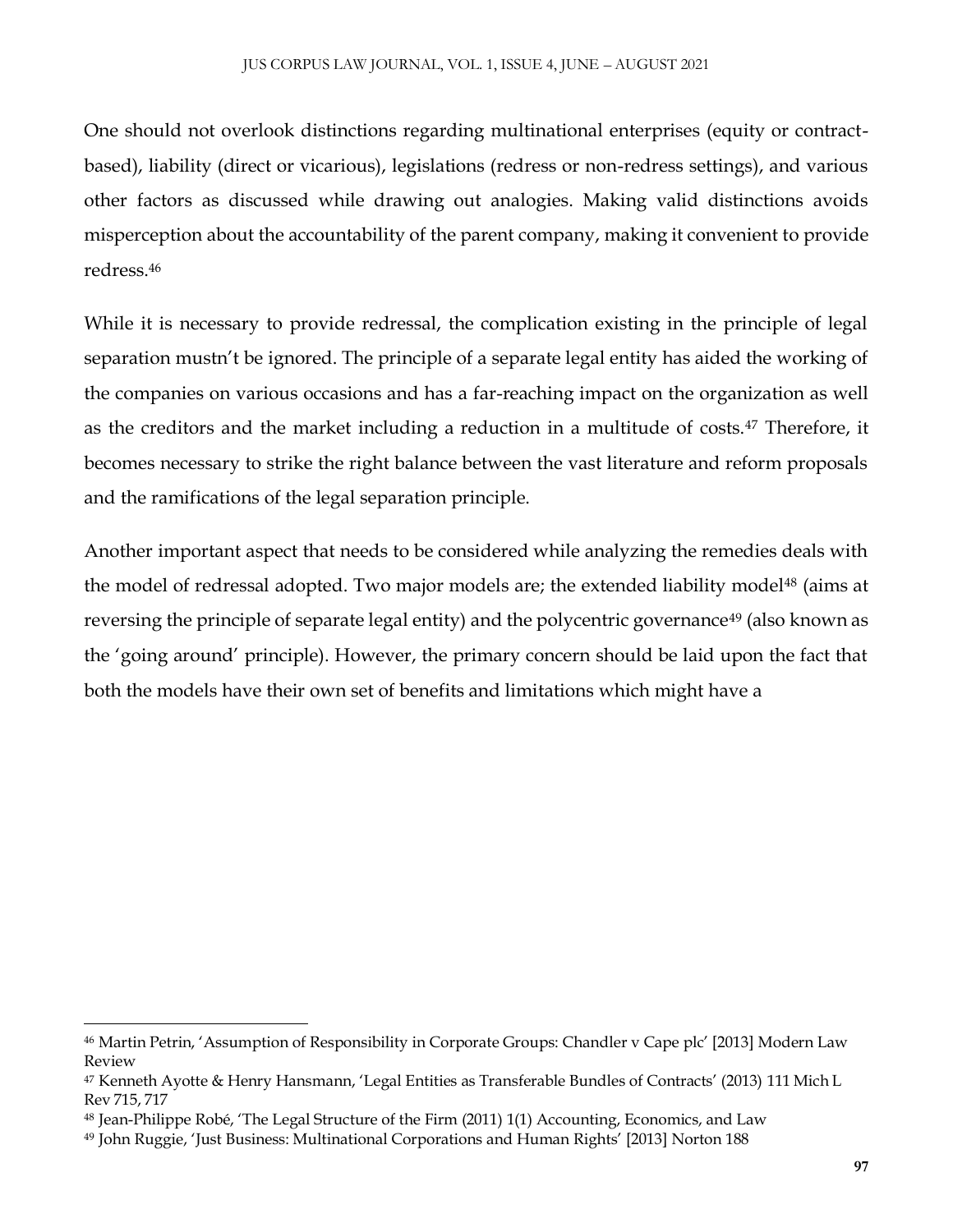One should not overlook distinctions regarding multinational enterprises (equity or contract-based), liability (direct or vicarious), legislations (redress or non-redress settings), and various other factors as discussed while drawing out analogies. Making valid distinctions avoids misperception about the accountability of the parent company, making it convenient to provide redress.[46]

While it is necessary to provide redressal, the complication existing in the principle of legal separation mustn't be ignored. The principle of a separate legal entity has aided the working of the companies on various occasions and has a far-reaching impact on the organization as well as the creditors and the market including a reduction in a multitude of costs.[47] Therefore, it becomes necessary to strike the right balance between the vast literature and reform proposals and the ramifications of the legal separation principle.

Another important aspect that needs to be considered while analyzing the remedies deals with the model of redressal adopted. Two major models are; the extended liability model[48] (aims at reversing the principle of separate legal entity) and the polycentric governance[49] (also known as the 'going around' principle). However, the primary concern should be laid upon the fact that both the models have their own set of benefits and limitations which might have a

---

[46] Martin Petrin, 'Assumption of Responsibility in Corporate Groups: Chandler v Cape plc' [2013] Modern Law Review

[47] Kenneth Ayotte & Henry Hansmann, 'Legal Entities as Transferable Bundles of Contracts' (2013) 111 Mich L Rev 715, 717

[48] Jean-Philippe Robé, 'The Legal Structure of the Firm (2011) 1(1) Accounting, Economics, and Law

[49] John Ruggie, 'Just Business: Multinational Corporations and Human Rights' [2013] Norton 188